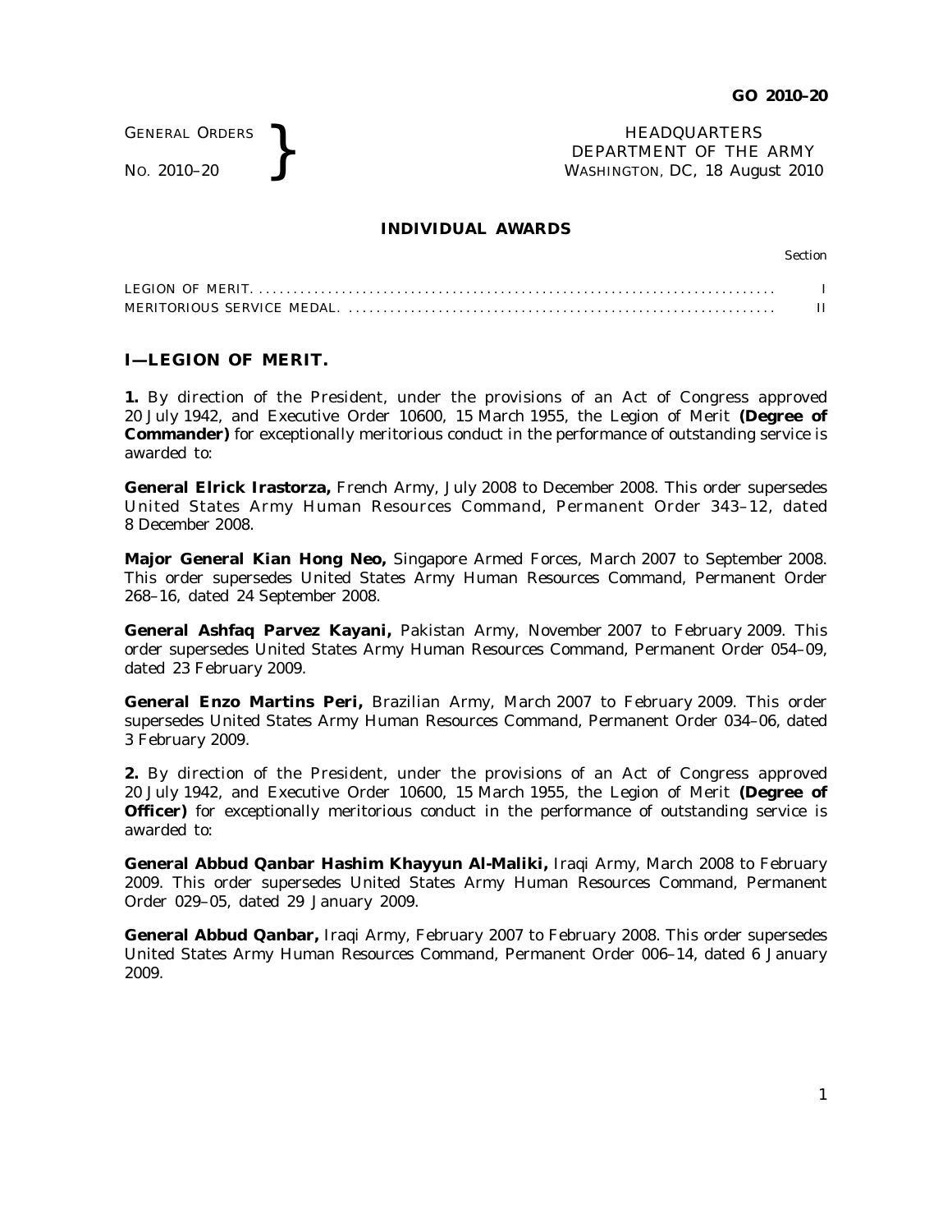GENERAL ORDERS
No. 2010–20

HEADQUARTERS
DEPARTMENT OF THE ARMY
WASHINGTON, DC, 18 August 2010

## INDIVIDUAL AWARDS

| | Section |
|---|---|
| LEGION OF MERIT. | I |
| MERITORIOUS SERVICE MEDAL. | II |

## I—LEGION OF MERIT.

**1.** By direction of the President, under the provisions of an Act of Congress approved 20 July 1942, and Executive Order 10600, 15 March 1955, the Legion of Merit **(Degree of Commander)** for exceptionally meritorious conduct in the performance of outstanding service is awarded to:

**General Elrick Irastorza,** French Army, July 2008 to December 2008. This order supersedes United States Army Human Resources Command, Permanent Order 343–12, dated 8 December 2008.

**Major General Kian Hong Neo,** Singapore Armed Forces, March 2007 to September 2008. This order supersedes United States Army Human Resources Command, Permanent Order 268–16, dated 24 September 2008.

**General Ashfaq Parvez Kayani,** Pakistan Army, November 2007 to February 2009. This order supersedes United States Army Human Resources Command, Permanent Order 054–09, dated 23 February 2009.

**General Enzo Martins Peri,** Brazilian Army, March 2007 to February 2009. This order supersedes United States Army Human Resources Command, Permanent Order 034–06, dated 3 February 2009.

**2.** By direction of the President, under the provisions of an Act of Congress approved 20 July 1942, and Executive Order 10600, 15 March 1955, the Legion of Merit **(Degree of Officer)** for exceptionally meritorious conduct in the performance of outstanding service is awarded to:

**General Abbud Qanbar Hashim Khayyun Al-Maliki,** Iraqi Army, March 2008 to February 2009. This order supersedes United States Army Human Resources Command, Permanent Order 029–05, dated 29 January 2009.

**General Abbud Qanbar,** Iraqi Army, February 2007 to February 2008. This order supersedes United States Army Human Resources Command, Permanent Order 006–14, dated 6 January 2009.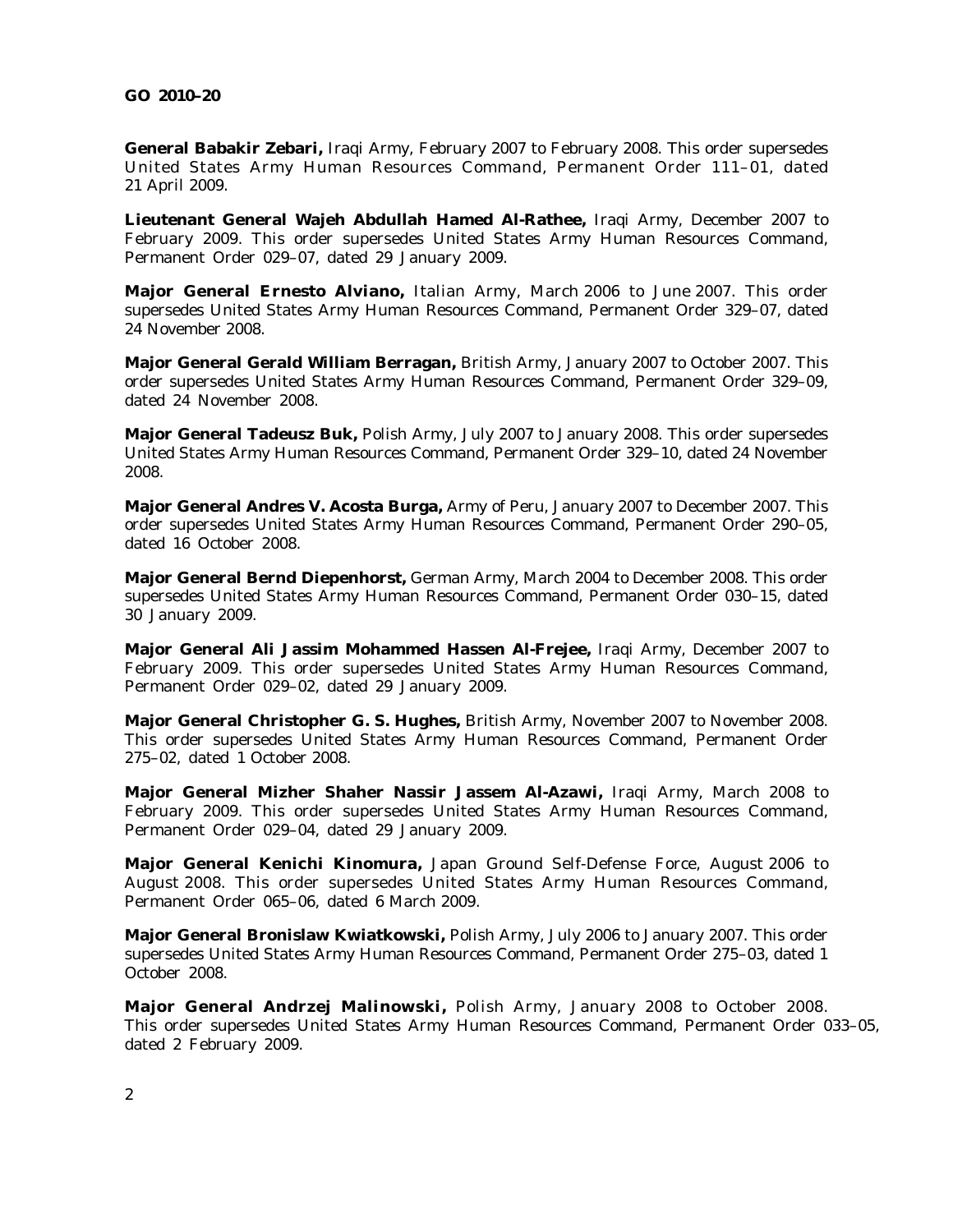**General Babakir Zebari,** Iraqi Army, February 2007 to February 2008. This order supersedes United States Army Human Resources Command, Permanent Order 111–01, dated 21 April 2009.

**Lieutenant General Wajeh Abdullah Hamed Al-Rathee,** Iraqi Army, December 2007 to February 2009. This order supersedes United States Army Human Resources Command, Permanent Order 029–07, dated 29 January 2009.

**Major General Ernesto Alviano,** Italian Army, March 2006 to June 2007. This order supersedes United States Army Human Resources Command, Permanent Order 329–07, dated 24 November 2008.

**Major General Gerald William Berragan,** British Army, January 2007 to October 2007. This order supersedes United States Army Human Resources Command, Permanent Order 329–09, dated 24 November 2008.

**Major General Tadeusz Buk,** Polish Army, July 2007 to January 2008. This order supersedes United States Army Human Resources Command, Permanent Order 329–10, dated 24 November 2008.

**Major General Andres V. Acosta Burga,** Army of Peru, January 2007 to December 2007. This order supersedes United States Army Human Resources Command, Permanent Order 290–05, dated 16 October 2008.

**Major General Bernd Diepenhorst,** German Army, March 2004 to December 2008. This order supersedes United States Army Human Resources Command, Permanent Order 030–15, dated 30 January 2009.

**Major General Ali Jassim Mohammed Hassen Al-Frejee,** Iraqi Army, December 2007 to February 2009. This order supersedes United States Army Human Resources Command, Permanent Order 029–02, dated 29 January 2009.

**Major General Christopher G. S. Hughes,** British Army, November 2007 to November 2008. This order supersedes United States Army Human Resources Command, Permanent Order 275–02, dated 1 October 2008.

**Major General Mizher Shaher Nassir Jassem Al-Azawi,** Iraqi Army, March 2008 to February 2009. This order supersedes United States Army Human Resources Command, Permanent Order 029–04, dated 29 January 2009.

**Major General Kenichi Kinomura,** Japan Ground Self-Defense Force, August 2006 to August 2008. This order supersedes United States Army Human Resources Command, Permanent Order 065–06, dated 6 March 2009.

**Major General Bronislaw Kwiatkowski,** Polish Army, July 2006 to January 2007. This order supersedes United States Army Human Resources Command, Permanent Order 275–03, dated 1 October 2008.

**Major General Andrzej Malinowski,** Polish Army, January 2008 to October 2008. This order supersedes United States Army Human Resources Command, Permanent Order 033–05, dated 2 February 2009.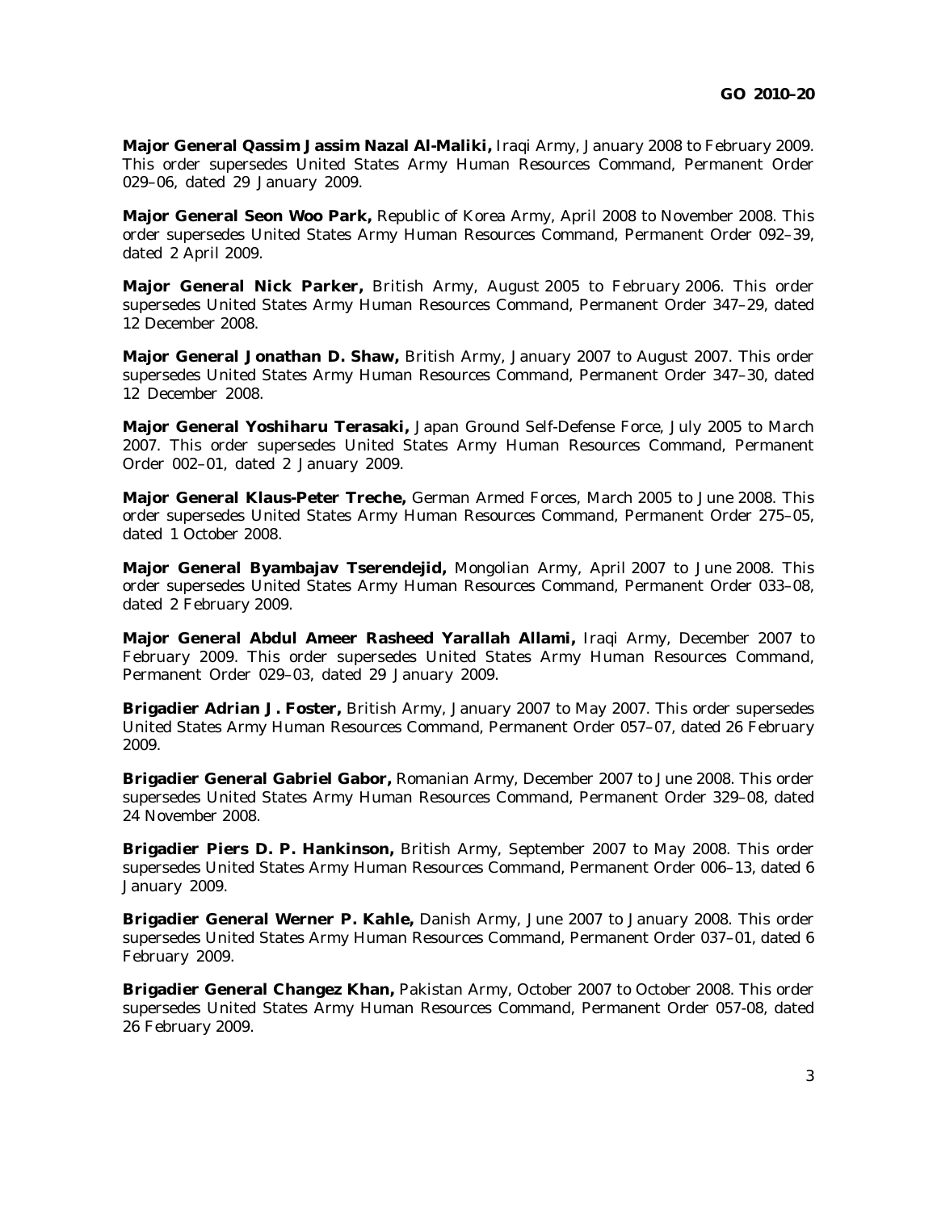**Major General Qassim Jassim Nazal Al-Maliki,** Iraqi Army, January 2008 to February 2009. This order supersedes United States Army Human Resources Command, Permanent Order 029–06, dated 29 January 2009.

**Major General Seon Woo Park,** Republic of Korea Army, April 2008 to November 2008. This order supersedes United States Army Human Resources Command, Permanent Order 092–39, dated 2 April 2009.

**Major General Nick Parker,** British Army, August 2005 to February 2006. This order supersedes United States Army Human Resources Command, Permanent Order 347–29, dated 12 December 2008.

**Major General Jonathan D. Shaw,** British Army, January 2007 to August 2007. This order supersedes United States Army Human Resources Command, Permanent Order 347–30, dated 12 December 2008.

**Major General Yoshiharu Terasaki,** Japan Ground Self-Defense Force, July 2005 to March 2007. This order supersedes United States Army Human Resources Command, Permanent Order 002–01, dated 2 January 2009.

**Major General Klaus-Peter Treche,** German Armed Forces, March 2005 to June 2008. This order supersedes United States Army Human Resources Command, Permanent Order 275–05, dated 1 October 2008.

**Major General Byambajav Tserendejid,** Mongolian Army, April 2007 to June 2008. This order supersedes United States Army Human Resources Command, Permanent Order 033–08, dated 2 February 2009.

**Major General Abdul Ameer Rasheed Yarallah Allami,** Iraqi Army, December 2007 to February 2009. This order supersedes United States Army Human Resources Command, Permanent Order 029–03, dated 29 January 2009.

**Brigadier Adrian J. Foster,** British Army, January 2007 to May 2007. This order supersedes United States Army Human Resources Command, Permanent Order 057–07, dated 26 February 2009.

**Brigadier General Gabriel Gabor,** Romanian Army, December 2007 to June 2008. This order supersedes United States Army Human Resources Command, Permanent Order 329–08, dated 24 November 2008.

**Brigadier Piers D. P. Hankinson,** British Army, September 2007 to May 2008. This order supersedes United States Army Human Resources Command, Permanent Order 006–13, dated 6 January 2009.

**Brigadier General Werner P. Kahle,** Danish Army, June 2007 to January 2008. This order supersedes United States Army Human Resources Command, Permanent Order 037–01, dated 6 February 2009.

**Brigadier General Changez Khan,** Pakistan Army, October 2007 to October 2008. This order supersedes United States Army Human Resources Command, Permanent Order 057-08, dated 26 February 2009.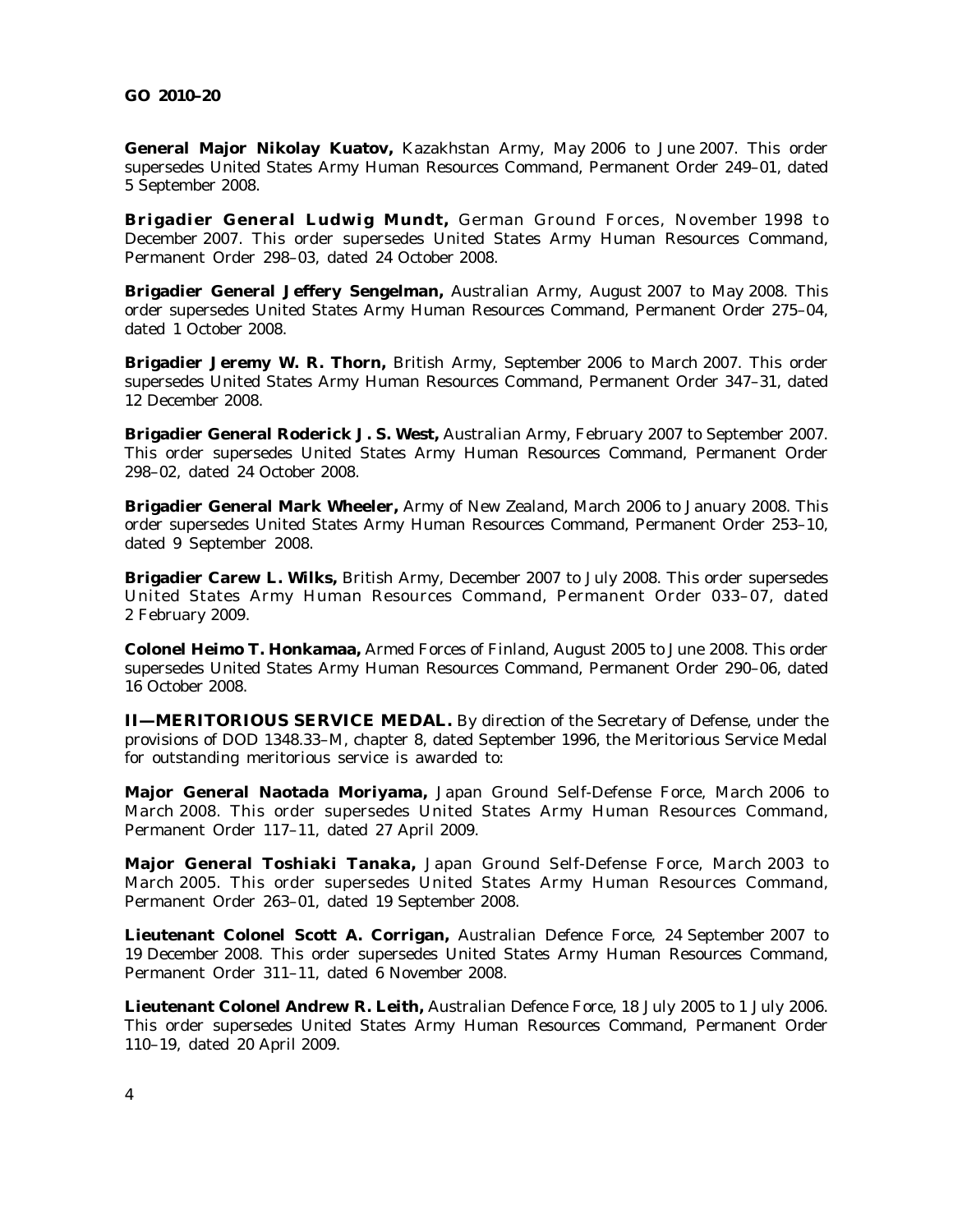**General Major Nikolay Kuatov,** Kazakhstan Army, May 2006 to June 2007. This order supersedes United States Army Human Resources Command, Permanent Order 249–01, dated 5 September 2008.

**Brigadier General Ludwig Mundt,** German Ground Forces, November 1998 to December 2007. This order supersedes United States Army Human Resources Command, Permanent Order 298–03, dated 24 October 2008.

**Brigadier General Jeffery Sengelman,** Australian Army, August 2007 to May 2008. This order supersedes United States Army Human Resources Command, Permanent Order 275–04, dated 1 October 2008.

**Brigadier Jeremy W. R. Thorn,** British Army, September 2006 to March 2007. This order supersedes United States Army Human Resources Command, Permanent Order 347–31, dated 12 December 2008.

**Brigadier General Roderick J. S. West,** Australian Army, February 2007 to September 2007. This order supersedes United States Army Human Resources Command, Permanent Order 298–02, dated 24 October 2008.

**Brigadier General Mark Wheeler,** Army of New Zealand, March 2006 to January 2008. This order supersedes United States Army Human Resources Command, Permanent Order 253–10, dated 9 September 2008.

**Brigadier Carew L. Wilks,** British Army, December 2007 to July 2008. This order supersedes United States Army Human Resources Command, Permanent Order 033–07, dated 2 February 2009.

**Colonel Heimo T. Honkamaa,** Armed Forces of Finland, August 2005 to June 2008. This order supersedes United States Army Human Resources Command, Permanent Order 290–06, dated 16 October 2008.

**II—MERITORIOUS SERVICE MEDAL.** By direction of the Secretary of Defense, under the provisions of DOD 1348.33–M, chapter 8, dated September 1996, the Meritorious Service Medal for outstanding meritorious service is awarded to:

**Major General Naotada Moriyama,** Japan Ground Self-Defense Force, March 2006 to March 2008. This order supersedes United States Army Human Resources Command, Permanent Order 117–11, dated 27 April 2009.

**Major General Toshiaki Tanaka,** Japan Ground Self-Defense Force, March 2003 to March 2005. This order supersedes United States Army Human Resources Command, Permanent Order 263–01, dated 19 September 2008.

**Lieutenant Colonel Scott A. Corrigan,** Australian Defence Force, 24 September 2007 to 19 December 2008. This order supersedes United States Army Human Resources Command, Permanent Order 311–11, dated 6 November 2008.

**Lieutenant Colonel Andrew R. Leith,** Australian Defence Force, 18 July 2005 to 1 July 2006. This order supersedes United States Army Human Resources Command, Permanent Order 110–19, dated 20 April 2009.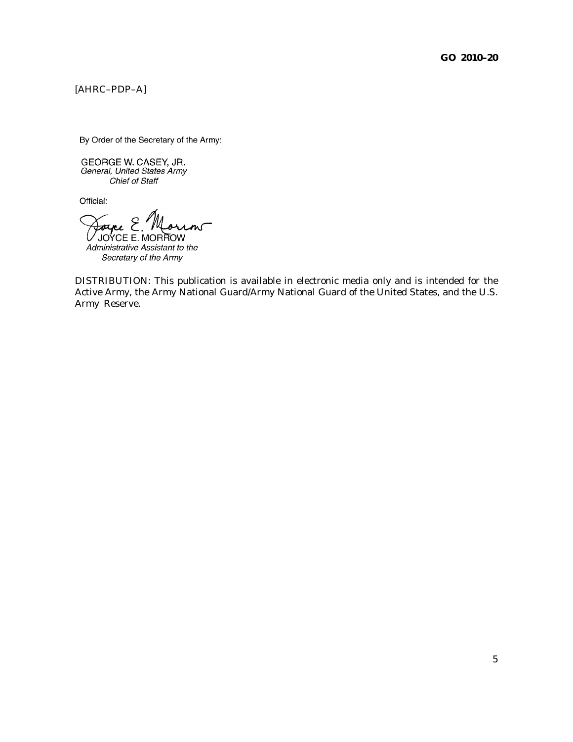**GO 2010–20**

[AHRC–PDP–A]

By Order of the Secretary of the Army:

GEORGE W. CASEY, JR.
*General, United States Army*
*Chief of Staff*

Official:

JOYCE E. MORROW
*Administrative Assistant to the*
*Secretary of the Army*

DISTRIBUTION: This publication is available in electronic media only and is intended for the Active Army, the Army National Guard/Army National Guard of the United States, and the U.S. Army Reserve.